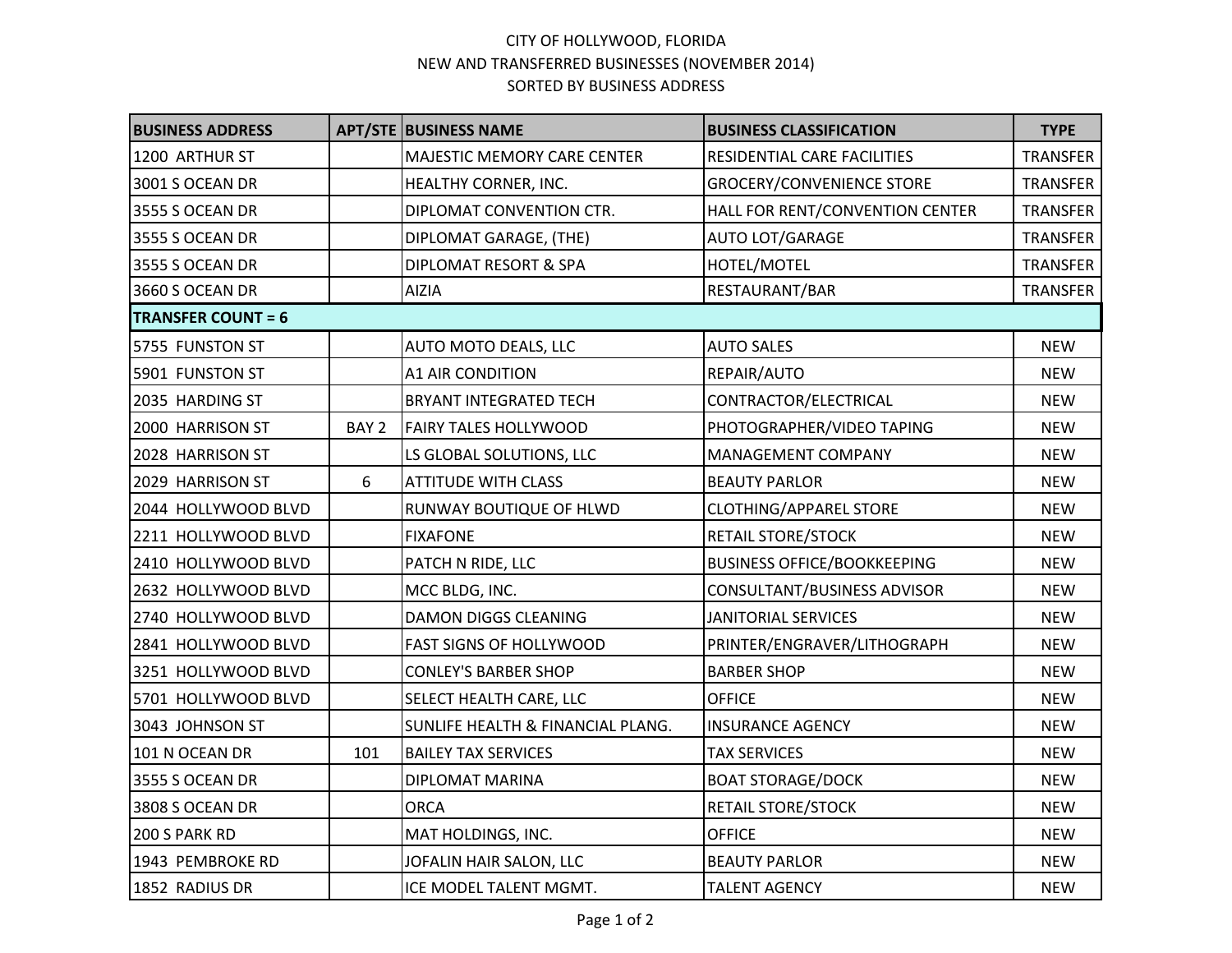# CITY OF HOLLYWOOD, FLORIDA
## NEW AND TRANSFERRED BUSINESSES (NOVEMBER 2014)
### SORTED BY BUSINESS ADDRESS

| BUSINESS ADDRESS | APT/STE | BUSINESS NAME | BUSINESS CLASSIFICATION | TYPE |
|---|---|---|---|---|
| 1200 ARTHUR ST | | MAJESTIC MEMORY CARE CENTER | RESIDENTIAL CARE FACILITIES | TRANSFER |
| 3001 S OCEAN DR | | HEALTHY CORNER, INC. | GROCERY/CONVENIENCE STORE | TRANSFER |
| 3555 S OCEAN DR | | DIPLOMAT CONVENTION CTR. | HALL FOR RENT/CONVENTION CENTER | TRANSFER |
| 3555 S OCEAN DR | | DIPLOMAT GARAGE, (THE) | AUTO LOT/GARAGE | TRANSFER |
| 3555 S OCEAN DR | | DIPLOMAT RESORT & SPA | HOTEL/MOTEL | TRANSFER |
| 3660 S OCEAN DR | | AIZIA | RESTAURANT/BAR | TRANSFER |
| **TRANSFER COUNT = 6** | | | | |
| 5755 FUNSTON ST | | AUTO MOTO DEALS, LLC | AUTO SALES | NEW |
| 5901 FUNSTON ST | | A1 AIR CONDITION | REPAIR/AUTO | NEW |
| 2035 HARDING ST | | BRYANT INTEGRATED TECH | CONTRACTOR/ELECTRICAL | NEW |
| 2000 HARRISON ST | BAY 2 | FAIRY TALES HOLLYWOOD | PHOTOGRAPHER/VIDEO TAPING | NEW |
| 2028 HARRISON ST | | LS GLOBAL SOLUTIONS, LLC | MANAGEMENT COMPANY | NEW |
| 2029 HARRISON ST | 6 | ATTITUDE WITH CLASS | BEAUTY PARLOR | NEW |
| 2044 HOLLYWOOD BLVD | | RUNWAY BOUTIQUE OF HLWD | CLOTHING/APPAREL STORE | NEW |
| 2211 HOLLYWOOD BLVD | | FIXAFONE | RETAIL STORE/STOCK | NEW |
| 2410 HOLLYWOOD BLVD | | PATCH N RIDE, LLC | BUSINESS OFFICE/BOOKKEEPING | NEW |
| 2632 HOLLYWOOD BLVD | | MCC BLDG, INC. | CONSULTANT/BUSINESS ADVISOR | NEW |
| 2740 HOLLYWOOD BLVD | | DAMON DIGGS CLEANING | JANITORIAL SERVICES | NEW |
| 2841 HOLLYWOOD BLVD | | FAST SIGNS OF HOLLYWOOD | PRINTER/ENGRAVER/LITHOGRAPH | NEW |
| 3251 HOLLYWOOD BLVD | | CONLEY'S BARBER SHOP | BARBER SHOP | NEW |
| 5701 HOLLYWOOD BLVD | | SELECT HEALTH CARE, LLC | OFFICE | NEW |
| 3043 JOHNSON ST | | SUNLIFE HEALTH & FINANCIAL PLANG. | INSURANCE AGENCY | NEW |
| 101 N OCEAN DR | 101 | BAILEY TAX SERVICES | TAX SERVICES | NEW |
| 3555 S OCEAN DR | | DIPLOMAT MARINA | BOAT STORAGE/DOCK | NEW |
| 3808 S OCEAN DR | | ORCA | RETAIL STORE/STOCK | NEW |
| 200 S PARK RD | | MAT HOLDINGS, INC. | OFFICE | NEW |
| 1943 PEMBROKE RD | | JOFALIN HAIR SALON, LLC | BEAUTY PARLOR | NEW |
| 1852 RADIUS DR | | ICE MODEL TALENT MGMT. | TALENT AGENCY | NEW |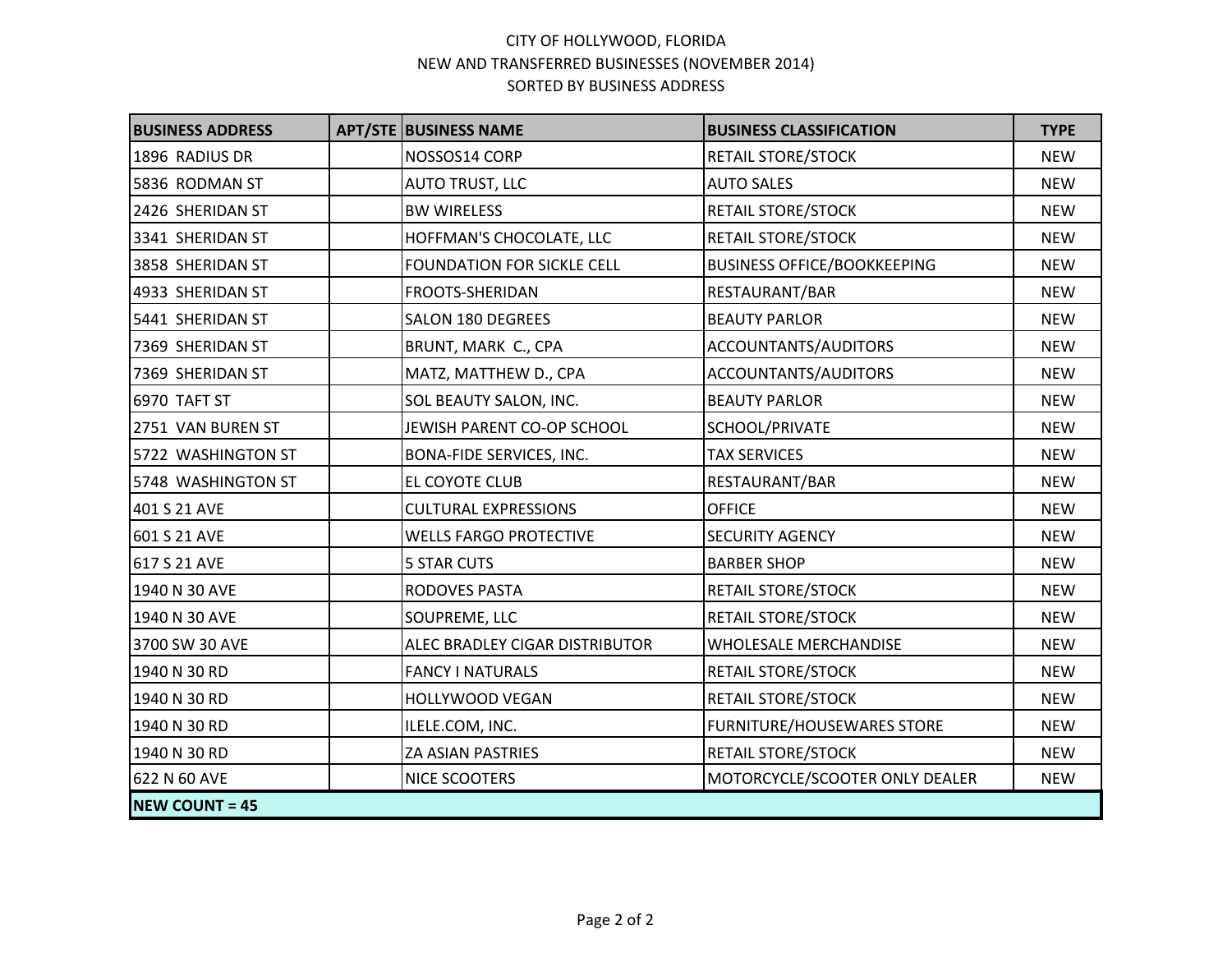CITY OF HOLLYWOOD, FLORIDA
NEW AND TRANSFERRED BUSINESSES (NOVEMBER 2014)
SORTED BY BUSINESS ADDRESS

| BUSINESS ADDRESS | APT/STE | BUSINESS NAME | BUSINESS CLASSIFICATION | TYPE |
|---|---|---|---|---|
| 1896 RADIUS DR | | NOSSOS14 CORP | RETAIL STORE/STOCK | NEW |
| 5836 RODMAN ST | | AUTO TRUST, LLC | AUTO SALES | NEW |
| 2426 SHERIDAN ST | | BW WIRELESS | RETAIL STORE/STOCK | NEW |
| 3341 SHERIDAN ST | | HOFFMAN'S CHOCOLATE, LLC | RETAIL STORE/STOCK | NEW |
| 3858 SHERIDAN ST | | FOUNDATION FOR SICKLE CELL | BUSINESS OFFICE/BOOKKEEPING | NEW |
| 4933 SHERIDAN ST | | FROOTS-SHERIDAN | RESTAURANT/BAR | NEW |
| 5441 SHERIDAN ST | | SALON 180 DEGREES | BEAUTY PARLOR | NEW |
| 7369 SHERIDAN ST | | BRUNT, MARK C., CPA | ACCOUNTANTS/AUDITORS | NEW |
| 7369 SHERIDAN ST | | MATZ, MATTHEW D., CPA | ACCOUNTANTS/AUDITORS | NEW |
| 6970 TAFT ST | | SOL BEAUTY SALON, INC. | BEAUTY PARLOR | NEW |
| 2751 VAN BUREN ST | | JEWISH PARENT CO-OP SCHOOL | SCHOOL/PRIVATE | NEW |
| 5722 WASHINGTON ST | | BONA-FIDE SERVICES, INC. | TAX SERVICES | NEW |
| 5748 WASHINGTON ST | | EL COYOTE CLUB | RESTAURANT/BAR | NEW |
| 401 S 21 AVE | | CULTURAL EXPRESSIONS | OFFICE | NEW |
| 601 S 21 AVE | | WELLS FARGO PROTECTIVE | SECURITY AGENCY | NEW |
| 617 S 21 AVE | | 5 STAR CUTS | BARBER SHOP | NEW |
| 1940 N 30 AVE | | RODOVES PASTA | RETAIL STORE/STOCK | NEW |
| 1940 N 30 AVE | | SOUPREME, LLC | RETAIL STORE/STOCK | NEW |
| 3700 SW 30 AVE | | ALEC BRADLEY CIGAR DISTRIBUTOR | WHOLESALE MERCHANDISE | NEW |
| 1940 N 30 RD | | FANCY I NATURALS | RETAIL STORE/STOCK | NEW |
| 1940 N 30 RD | | HOLLYWOOD VEGAN | RETAIL STORE/STOCK | NEW |
| 1940 N 30 RD | | ILELE.COM, INC. | FURNITURE/HOUSEWARES STORE | NEW |
| 1940 N 30 RD | | ZA ASIAN PASTRIES | RETAIL STORE/STOCK | NEW |
| 622 N 60 AVE | | NICE SCOOTERS | MOTORCYCLE/SCOOTER ONLY DEALER | NEW |
| **NEW COUNT = 45** | | | | |